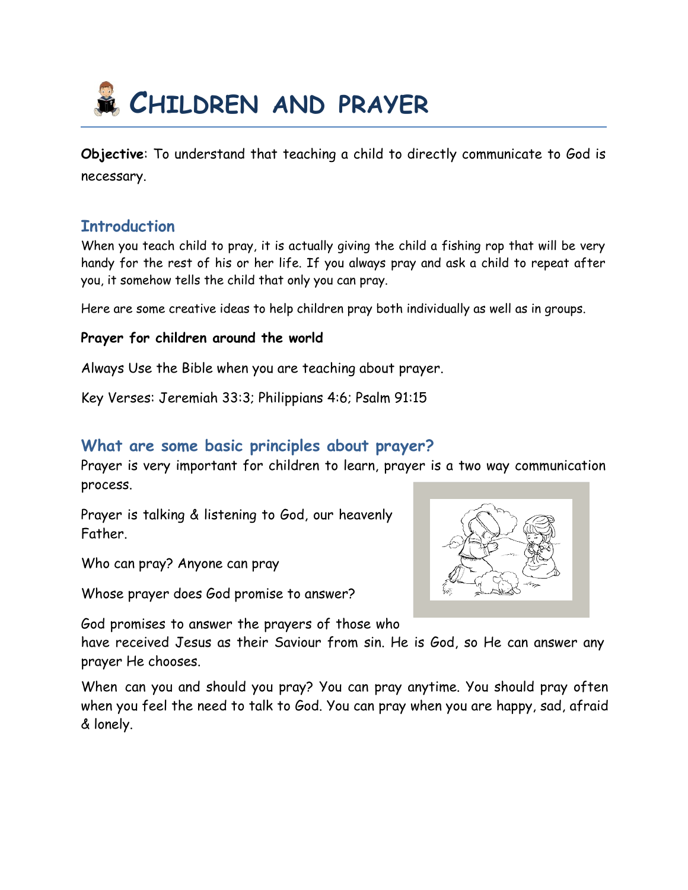# Children and prayer

**Objective**: To understand that teaching a child to directly communicate to God is necessary.

## Introduction

When you teach child to pray, it is actually giving the child a fishing rop that will be very handy for the rest of his or her life. If you always pray and ask a child to repeat after you, it somehow tells the child that only you can pray.

Here are some creative ideas to help children pray both individually as well as in groups.

**Prayer for children around the world**

Always Use the Bible when you are teaching about prayer.

Key Verses: Jeremiah 33:3; Philippians 4:6; Psalm 91:15

## What are some basic principles about prayer?

Prayer is very important for children to learn, prayer is a two way communication process.

Prayer is talking & listening to God, our heavenly Father.

Who can pray? Anyone can pray

Whose prayer does God promise to answer?

God promises to answer the prayers of those who have received Jesus as their Saviour from sin. He is God, so He can answer any prayer He chooses.

When can you and should you pray? You can pray anytime. You should pray often when you feel the need to talk to God. You can pray when you are happy, sad, afraid & lonely.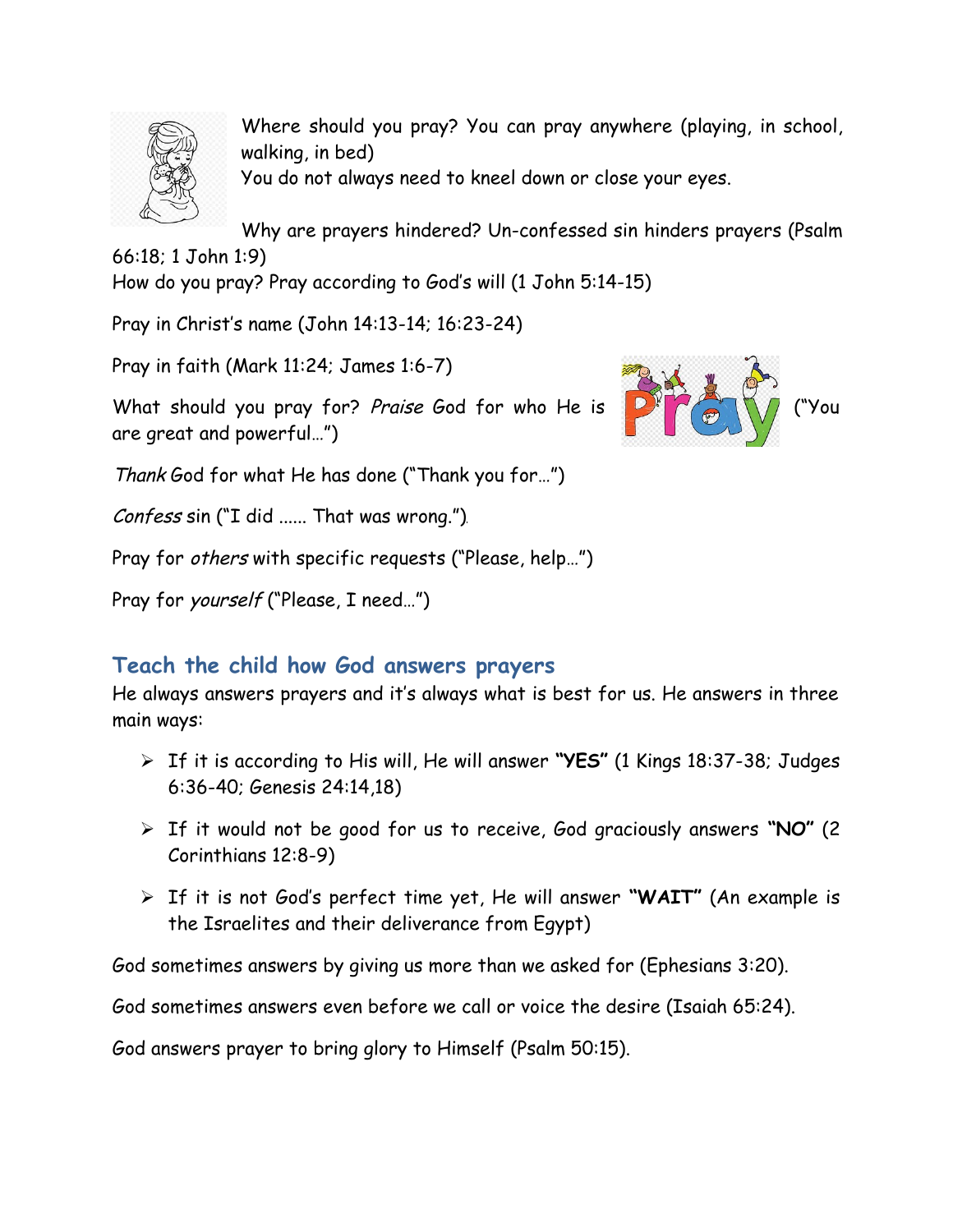Where should you pray? You can pray anywhere (playing, in school, walking, in bed)
You do not always need to kneel down or close your eyes.

Why are prayers hindered? Un-confessed sin hinders prayers (Psalm 66:18; 1 John 1:9)
How do you pray? Pray according to God's will (1 John 5:14-15)

Pray in Christ's name (John 14:13-14; 16:23-24)

Pray in faith (Mark 11:24; James 1:6-7)

What should you pray for? *Praise* God for who He is ("You are great and powerful…")

*Thank* God for what He has done ("Thank you for…")

*Confess* sin ("I did ...... That was wrong.").

Pray for *others* with specific requests ("Please, help…")

Pray for *yourself* ("Please, I need…")

## Teach the child how God answers prayers

He always answers prayers and it's always what is best for us. He answers in three main ways:

- If it is according to His will, He will answer **"YES"** (1 Kings 18:37-38; Judges 6:36-40; Genesis 24:14,18)
- If it would not be good for us to receive, God graciously answers **"NO"** (2 Corinthians 12:8-9)
- If it is not God's perfect time yet, He will answer **"WAIT"** (An example is the Israelites and their deliverance from Egypt)

God sometimes answers by giving us more than we asked for (Ephesians 3:20).

God sometimes answers even before we call or voice the desire (Isaiah 65:24).

God answers prayer to bring glory to Himself (Psalm 50:15).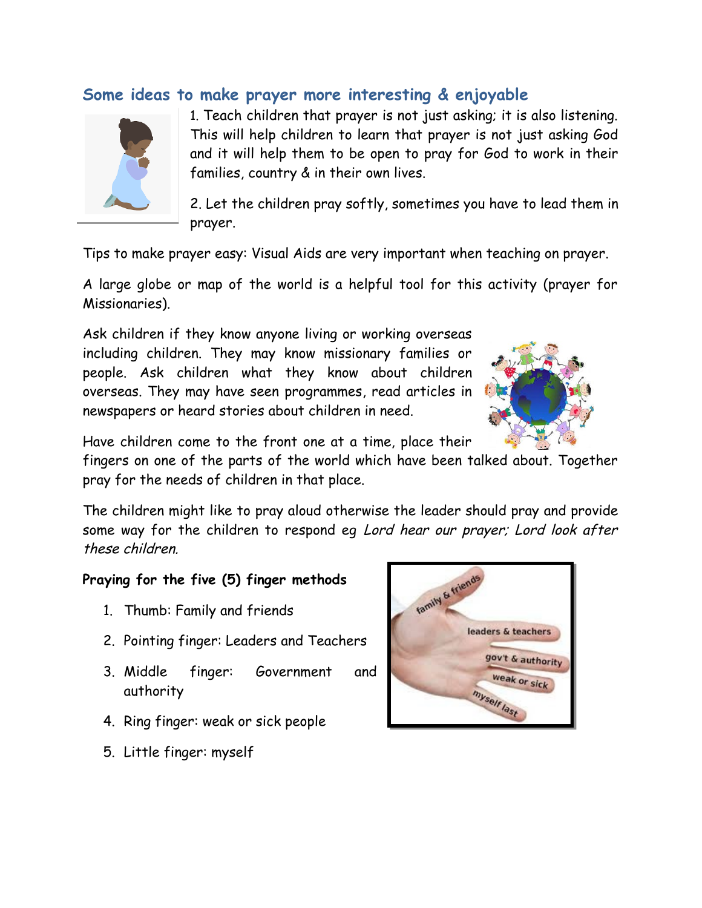## Some ideas to make prayer more interesting & enjoyable

1. Teach children that prayer is not just asking; it is also listening. This will help children to learn that prayer is not just asking God and it will help them to be open to pray for God to work in their families, country & in their own lives.

2. Let the children pray softly, sometimes you have to lead them in prayer.

Tips to make prayer easy: Visual Aids are very important when teaching on prayer.

A large globe or map of the world is a helpful tool for this activity (prayer for Missionaries).

Ask children if they know anyone living or working overseas including children. They may know missionary families or people. Ask children what they know about children overseas. They may have seen programmes, read articles in newspapers or heard stories about children in need.

Have children come to the front one at a time, place their fingers on one of the parts of the world which have been talked about. Together pray for the needs of children in that place.

The children might like to pray aloud otherwise the leader should pray and provide some way for the children to respond eg *Lord hear our prayer; Lord look after these children.*

**Praying for the five (5) finger methods**

1. Thumb: Family and friends
2. Pointing finger: Leaders and Teachers
3. Middle finger: Government and authority
4. Ring finger: weak or sick people
5. Little finger: myself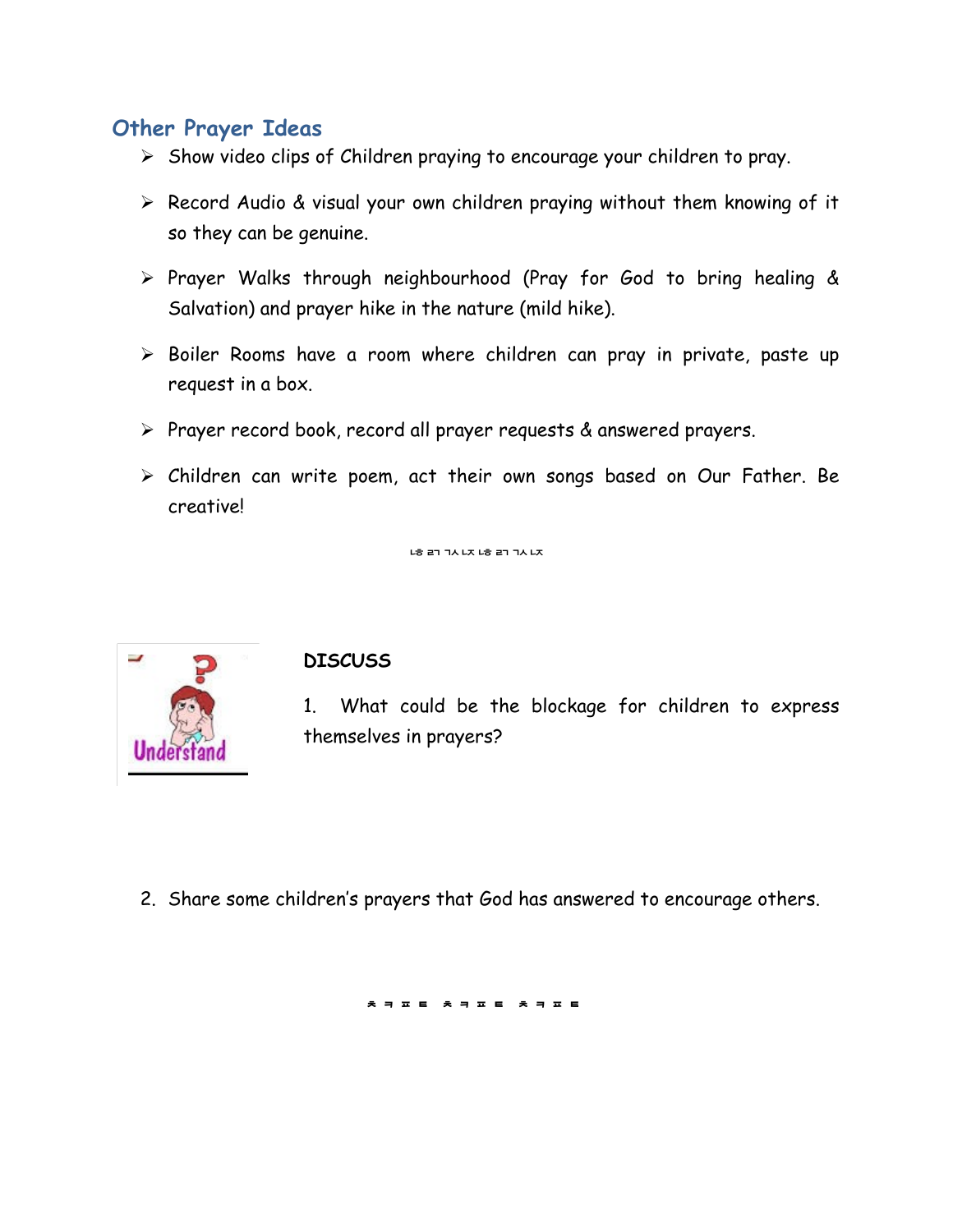## Other Prayer Ideas

- Show video clips of Children praying to encourage your children to pray.
- Record Audio & visual your own children praying without them knowing of it so they can be genuine.
- Prayer Walks through neighbourhood (Pray for God to bring healing & Salvation) and prayer hike in the nature (mild hike).
- Boiler Rooms have a room where children can pray in private, paste up request in a box.
- Prayer record book, record all prayer requests & answered prayers.
- Children can write poem, act their own songs based on Our Father. Be creative!

**DISCUSS**

1. What could be the blockage for children to express themselves in prayers?

2. Share some children's prayers that God has answered to encourage others.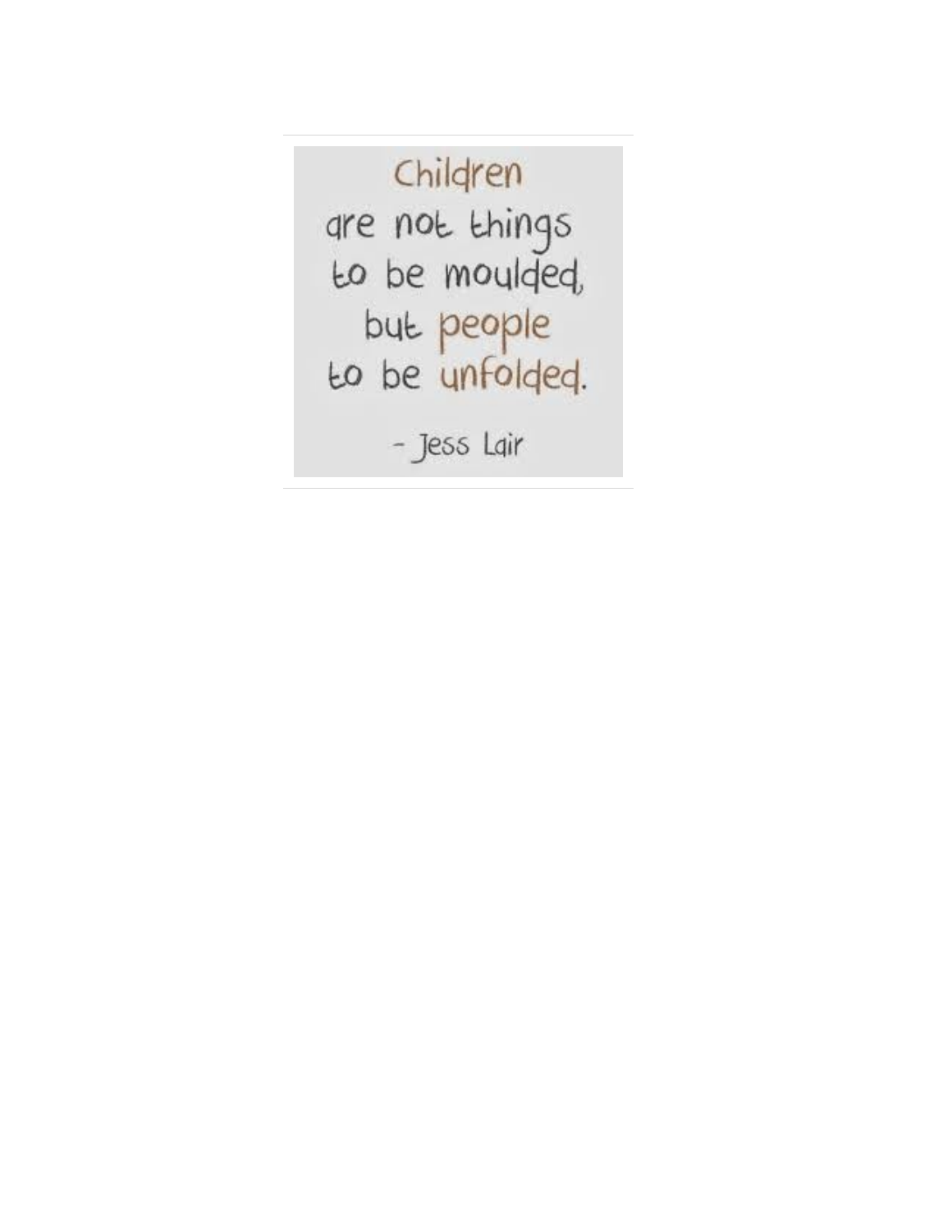Children
are not things
to be moulded,
but people
to be unfolded.

- Jess Lair